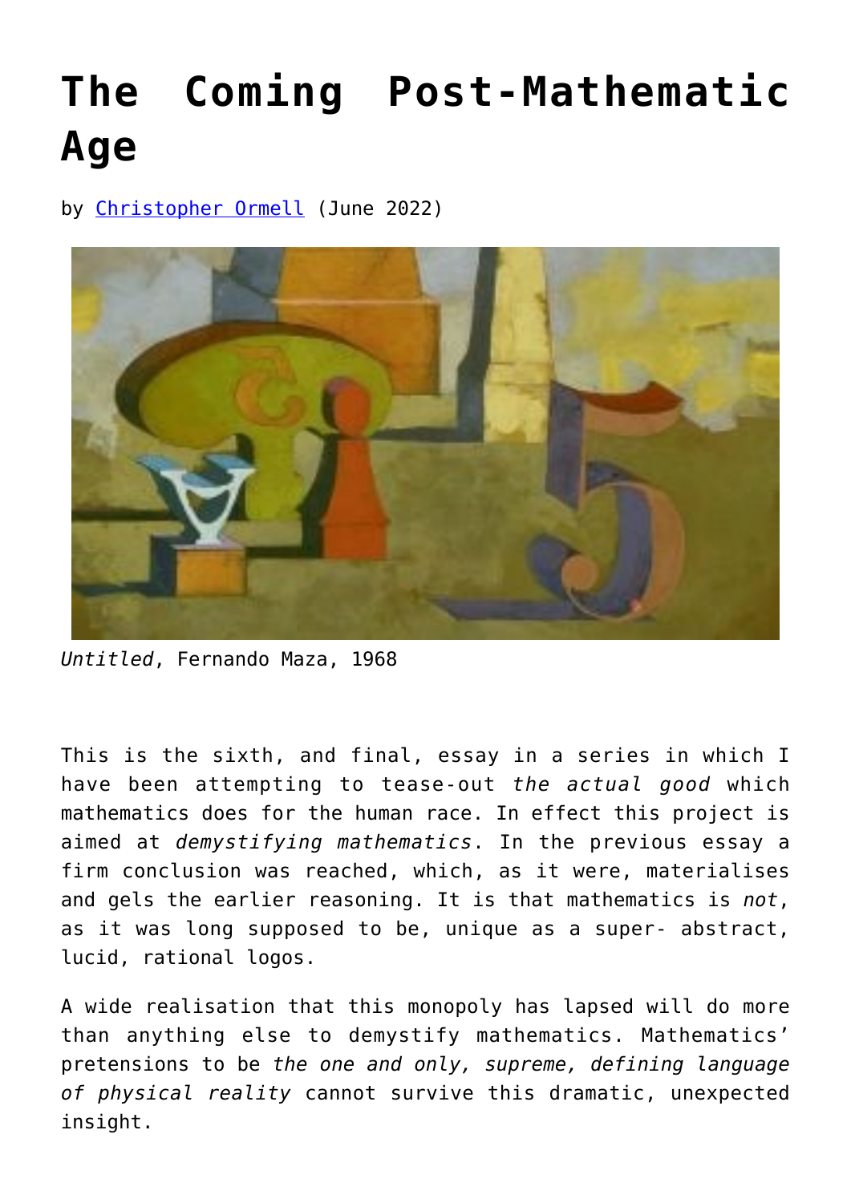# The Coming Post-Mathematic Age

by [Christopher Ormell](Christopher Ormell) (June 2022)

*Untitled*, Fernando Maza, 1968

This is the sixth, and final, essay in a series in which I have been attempting to tease-out *the actual good* which mathematics does for the human race. In effect this project is aimed at *demystifying mathematics*. In the previous essay a firm conclusion was reached, which, as it were, materialises and gels the earlier reasoning. It is that mathematics is *not*, as it was long supposed to be, unique as a super- abstract, lucid, rational logos.

A wide realisation that this monopoly has lapsed will do more than anything else to demystify mathematics. Mathematics' pretensions to be *the one and only, supreme, defining language of physical reality* cannot survive this dramatic, unexpected insight.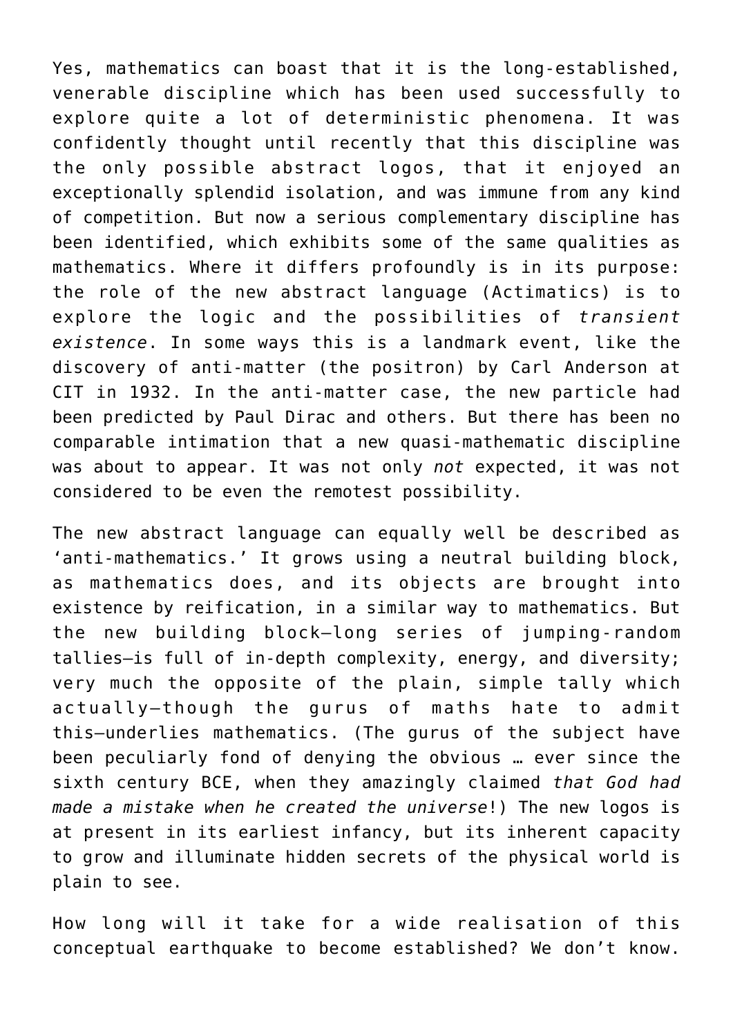Yes, mathematics can boast that it is the long-established, venerable discipline which has been used successfully to explore quite a lot of deterministic phenomena. It was confidently thought until recently that this discipline was the only possible abstract logos, that it enjoyed an exceptionally splendid isolation, and was immune from any kind of competition. But now a serious complementary discipline has been identified, which exhibits some of the same qualities as mathematics. Where it differs profoundly is in its purpose: the role of the new abstract language (Actimatics) is to explore the logic and the possibilities of *transient existence*. In some ways this is a landmark event, like the discovery of anti-matter (the positron) by Carl Anderson at CIT in 1932. In the anti-matter case, the new particle had been predicted by Paul Dirac and others. But there has been no comparable intimation that a new quasi-mathematic discipline was about to appear. It was not only *not* expected, it was not considered to be even the remotest possibility.

The new abstract language can equally well be described as 'anti-mathematics.' It grows using a neutral building block, as mathematics does, and its objects are brought into existence by reification, in a similar way to mathematics. But the new building block—long series of jumping-random tallies—is full of in-depth complexity, energy, and diversity; very much the opposite of the plain, simple tally which actually—though the gurus of maths hate to admit this—underlies mathematics. (The gurus of the subject have been peculiarly fond of denying the obvious … ever since the sixth century BCE, when they amazingly claimed *that God had made a mistake when he created the universe*!) The new logos is at present in its earliest infancy, but its inherent capacity to grow and illuminate hidden secrets of the physical world is plain to see.

How long will it take for a wide realisation of this conceptual earthquake to become established? We don't know.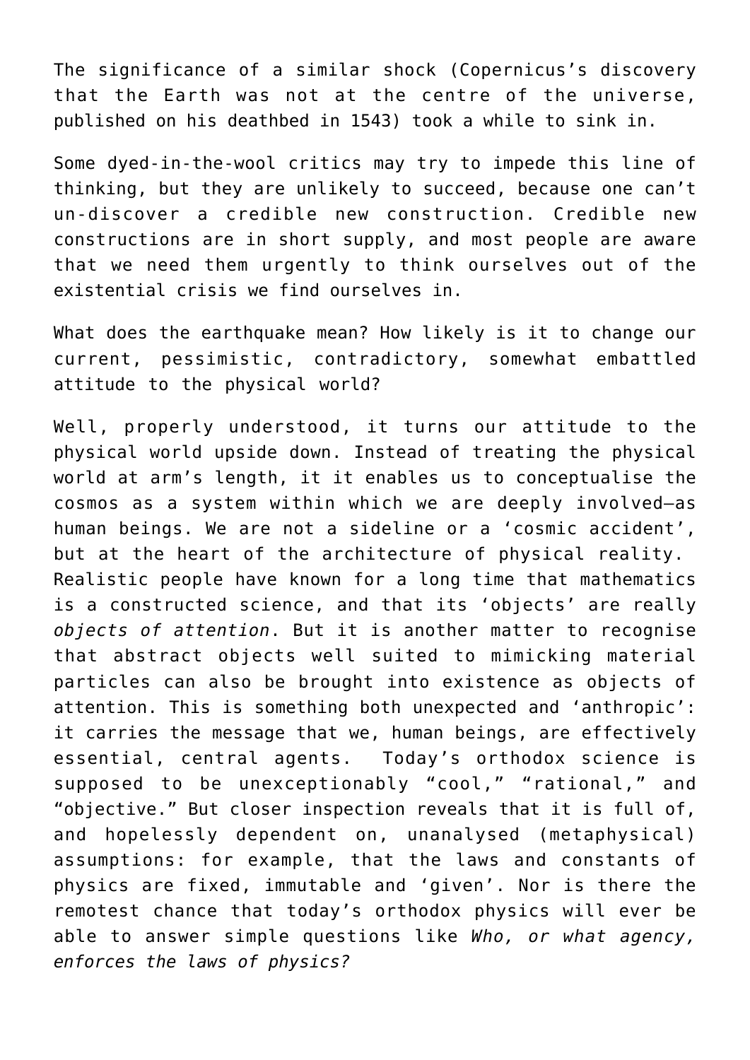The significance of a similar shock (Copernicus's discovery that the Earth was not at the centre of the universe, published on his deathbed in 1543) took a while to sink in.

Some dyed-in-the-wool critics may try to impede this line of thinking, but they are unlikely to succeed, because one can't un-discover a credible new construction. Credible new constructions are in short supply, and most people are aware that we need them urgently to think ourselves out of the existential crisis we find ourselves in.

What does the earthquake mean? How likely is it to change our current, pessimistic, contradictory, somewhat embattled attitude to the physical world?

Well, properly understood, it turns our attitude to the physical world upside down. Instead of treating the physical world at arm's length, it it enables us to conceptualise the cosmos as a system within which we are deeply involved—as human beings. We are not a sideline or a 'cosmic accident', but at the heart of the architecture of physical reality. Realistic people have known for a long time that mathematics is a constructed science, and that its 'objects' are really *objects of attention*. But it is another matter to recognise that abstract objects well suited to mimicking material particles can also be brought into existence as objects of attention. This is something both unexpected and 'anthropic': it carries the message that we, human beings, are effectively essential, central agents. Today's orthodox science is supposed to be unexceptionably "cool," "rational," and "objective." But closer inspection reveals that it is full of, and hopelessly dependent on, unanalysed (metaphysical) assumptions: for example, that the laws and constants of physics are fixed, immutable and 'given'. Nor is there the remotest chance that today's orthodox physics will ever be able to answer simple questions like *Who, or what agency, enforces the laws of physics?*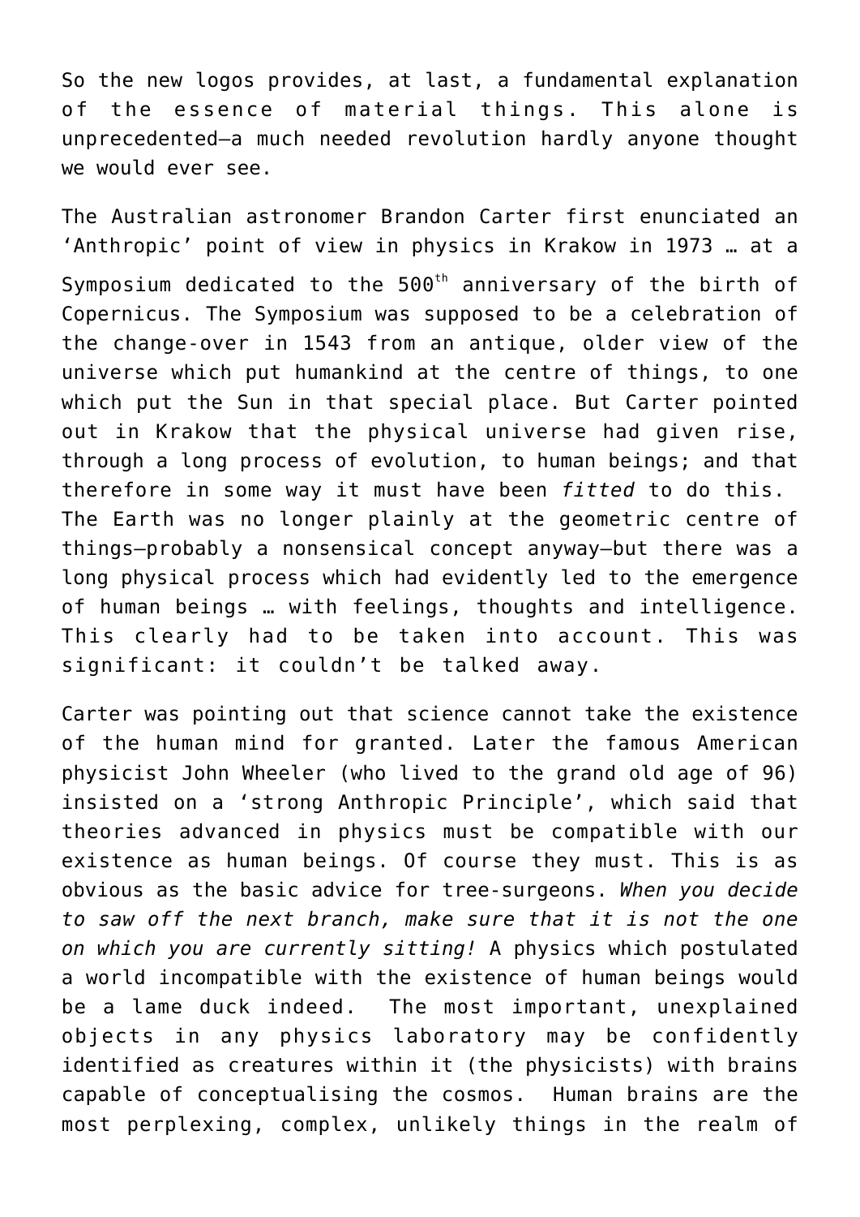So the new logos provides, at last, a fundamental explanation of the essence of material things. This alone is unprecedented—a much needed revolution hardly anyone thought we would ever see.

The Australian astronomer Brandon Carter first enunciated an 'Anthropic' point of view in physics in Krakow in 1973 … at a Symposium dedicated to the 500th anniversary of the birth of Copernicus. The Symposium was supposed to be a celebration of the change-over in 1543 from an antique, older view of the universe which put humankind at the centre of things, to one which put the Sun in that special place. But Carter pointed out in Krakow that the physical universe had given rise, through a long process of evolution, to human beings; and that therefore in some way it must have been *fitted* to do this. The Earth was no longer plainly at the geometric centre of things—probably a nonsensical concept anyway—but there was a long physical process which had evidently led to the emergence of human beings … with feelings, thoughts and intelligence. This clearly had to be taken into account. This was significant: it couldn't be talked away.

Carter was pointing out that science cannot take the existence of the human mind for granted. Later the famous American physicist John Wheeler (who lived to the grand old age of 96) insisted on a 'strong Anthropic Principle', which said that theories advanced in physics must be compatible with our existence as human beings. Of course they must. This is as obvious as the basic advice for tree-surgeons. *When you decide to saw off the next branch, make sure that it is not the one on which you are currently sitting!* A physics which postulated a world incompatible with the existence of human beings would be a lame duck indeed. The most important, unexplained objects in any physics laboratory may be confidently identified as creatures within it (the physicists) with brains capable of conceptualising the cosmos. Human brains are the most perplexing, complex, unlikely things in the realm of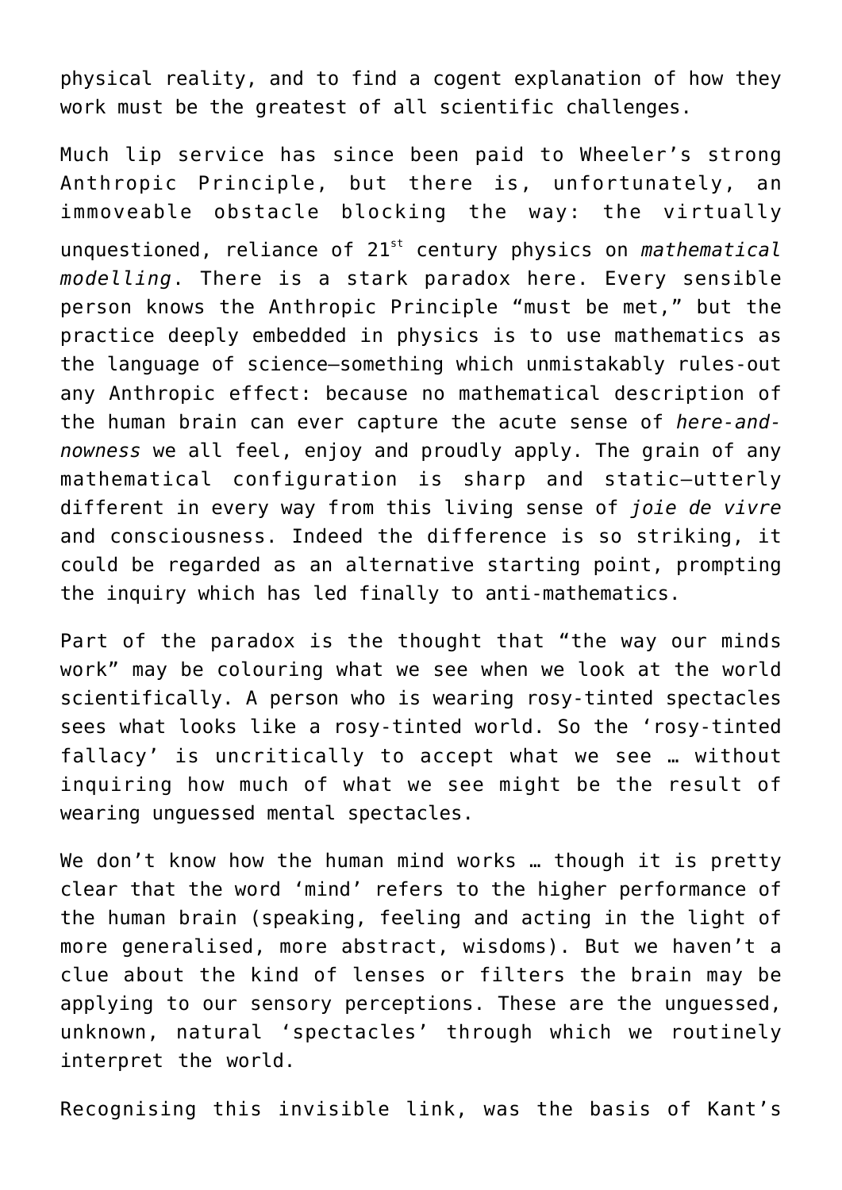physical reality, and to find a cogent explanation of how they work must be the greatest of all scientific challenges.

Much lip service has since been paid to Wheeler's strong Anthropic Principle, but there is, unfortunately, an immoveable obstacle blocking the way: the virtually unquestioned, reliance of 21st century physics on *mathematical modelling*. There is a stark paradox here. Every sensible person knows the Anthropic Principle "must be met," but the practice deeply embedded in physics is to use mathematics as the language of science—something which unmistakably rules-out any Anthropic effect: because no mathematical description of the human brain can ever capture the acute sense of *here-and-nowness* we all feel, enjoy and proudly apply. The grain of any mathematical configuration is sharp and static—utterly different in every way from this living sense of *joie de vivre* and consciousness. Indeed the difference is so striking, it could be regarded as an alternative starting point, prompting the inquiry which has led finally to anti-mathematics.

Part of the paradox is the thought that "the way our minds work" may be colouring what we see when we look at the world scientifically. A person who is wearing rosy-tinted spectacles sees what looks like a rosy-tinted world. So the 'rosy-tinted fallacy' is uncritically to accept what we see … without inquiring how much of what we see might be the result of wearing unguessed mental spectacles.

We don't know how the human mind works … though it is pretty clear that the word 'mind' refers to the higher performance of the human brain (speaking, feeling and acting in the light of more generalised, more abstract, wisdoms). But we haven't a clue about the kind of lenses or filters the brain may be applying to our sensory perceptions. These are the unguessed, unknown, natural 'spectacles' through which we routinely interpret the world.

Recognising this invisible link, was the basis of Kant's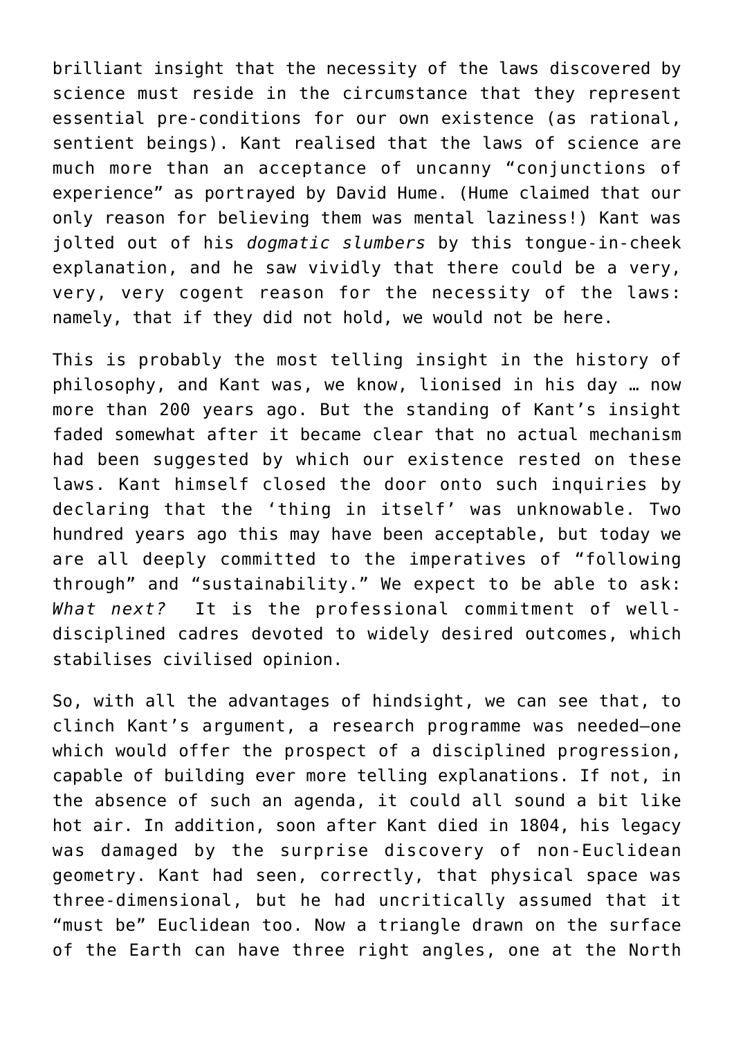brilliant insight that the necessity of the laws discovered by science must reside in the circumstance that they represent essential pre-conditions for our own existence (as rational, sentient beings). Kant realised that the laws of science are much more than an acceptance of uncanny "conjunctions of experience" as portrayed by David Hume. (Hume claimed that our only reason for believing them was mental laziness!) Kant was jolted out of his *dogmatic slumbers* by this tongue-in-cheek explanation, and he saw vividly that there could be a very, very, very cogent reason for the necessity of the laws: namely, that if they did not hold, we would not be here.

This is probably the most telling insight in the history of philosophy, and Kant was, we know, lionised in his day … now more than 200 years ago. But the standing of Kant's insight faded somewhat after it became clear that no actual mechanism had been suggested by which our existence rested on these laws. Kant himself closed the door onto such inquiries by declaring that the 'thing in itself' was unknowable. Two hundred years ago this may have been acceptable, but today we are all deeply committed to the imperatives of "following through" and "sustainability." We expect to be able to ask: *What next?* It is the professional commitment of well-disciplined cadres devoted to widely desired outcomes, which stabilises civilised opinion.

So, with all the advantages of hindsight, we can see that, to clinch Kant's argument, a research programme was needed—one which would offer the prospect of a disciplined progression, capable of building ever more telling explanations. If not, in the absence of such an agenda, it could all sound a bit like hot air. In addition, soon after Kant died in 1804, his legacy was damaged by the surprise discovery of non-Euclidean geometry. Kant had seen, correctly, that physical space was three-dimensional, but he had uncritically assumed that it "must be" Euclidean too. Now a triangle drawn on the surface of the Earth can have three right angles, one at the North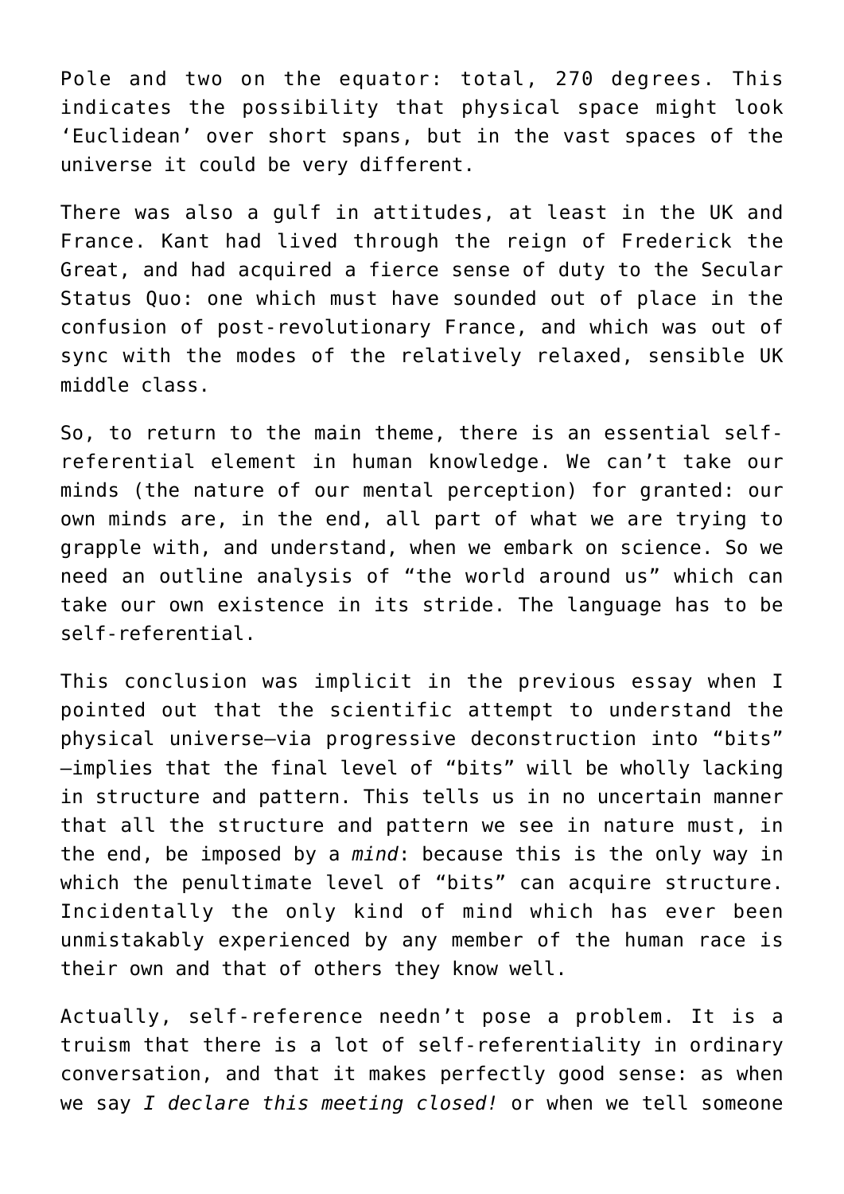Pole and two on the equator: total, 270 degrees. This indicates the possibility that physical space might look 'Euclidean' over short spans, but in the vast spaces of the universe it could be very different.

There was also a gulf in attitudes, at least in the UK and France. Kant had lived through the reign of Frederick the Great, and had acquired a fierce sense of duty to the Secular Status Quo: one which must have sounded out of place in the confusion of post-revolutionary France, and which was out of sync with the modes of the relatively relaxed, sensible UK middle class.

So, to return to the main theme, there is an essential self-referential element in human knowledge. We can't take our minds (the nature of our mental perception) for granted: our own minds are, in the end, all part of what we are trying to grapple with, and understand, when we embark on science. So we need an outline analysis of "the world around us" which can take our own existence in its stride. The language has to be self-referential.

This conclusion was implicit in the previous essay when I pointed out that the scientific attempt to understand the physical universe—via progressive deconstruction into "bits" —implies that the final level of "bits" will be wholly lacking in structure and pattern. This tells us in no uncertain manner that all the structure and pattern we see in nature must, in the end, be imposed by a *mind*: because this is the only way in which the penultimate level of "bits" can acquire structure. Incidentally the only kind of mind which has ever been unmistakably experienced by any member of the human race is their own and that of others they know well.

Actually, self-reference needn't pose a problem. It is a truism that there is a lot of self-referentiality in ordinary conversation, and that it makes perfectly good sense: as when we say *I declare this meeting closed!* or when we tell someone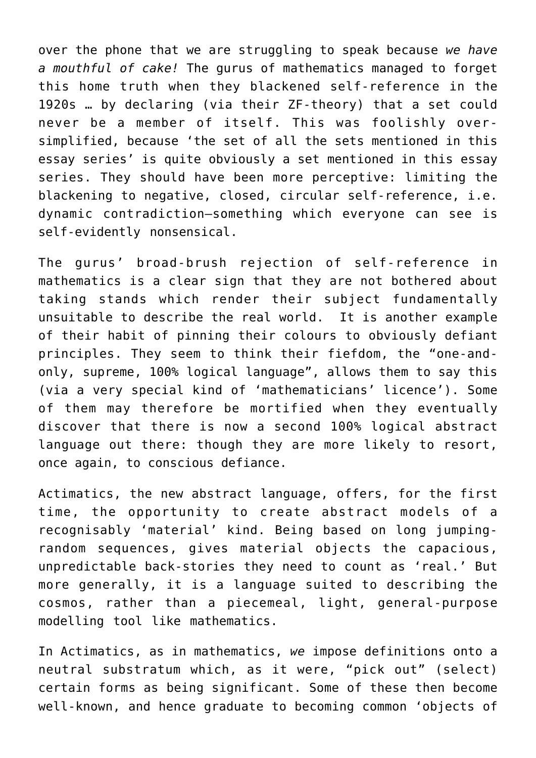over the phone that we are struggling to speak because *we have a mouthful of cake!* The gurus of mathematics managed to forget this home truth when they blackened self-reference in the 1920s … by declaring (via their ZF-theory) that a set could never be a member of itself. This was foolishly over-simplified, because 'the set of all the sets mentioned in this essay series' is quite obviously a set mentioned in this essay series. They should have been more perceptive: limiting the blackening to negative, closed, circular self-reference, i.e. dynamic contradiction—something which everyone can see is self-evidently nonsensical.

The gurus' broad-brush rejection of self-reference in mathematics is a clear sign that they are not bothered about taking stands which render their subject fundamentally unsuitable to describe the real world. It is another example of their habit of pinning their colours to obviously defiant principles. They seem to think their fiefdom, the "one-and-only, supreme, 100% logical language", allows them to say this (via a very special kind of 'mathematicians' licence'). Some of them may therefore be mortified when they eventually discover that there is now a second 100% logical abstract language out there: though they are more likely to resort, once again, to conscious defiance.

Actimatics, the new abstract language, offers, for the first time, the opportunity to create abstract models of a recognisably 'material' kind. Being based on long jumping-random sequences, gives material objects the capacious, unpredictable back-stories they need to count as 'real.' But more generally, it is a language suited to describing the cosmos, rather than a piecemeal, light, general-purpose modelling tool like mathematics.

In Actimatics, as in mathematics, *we* impose definitions onto a neutral substratum which, as it were, "pick out" (select) certain forms as being significant. Some of these then become well-known, and hence graduate to becoming common 'objects of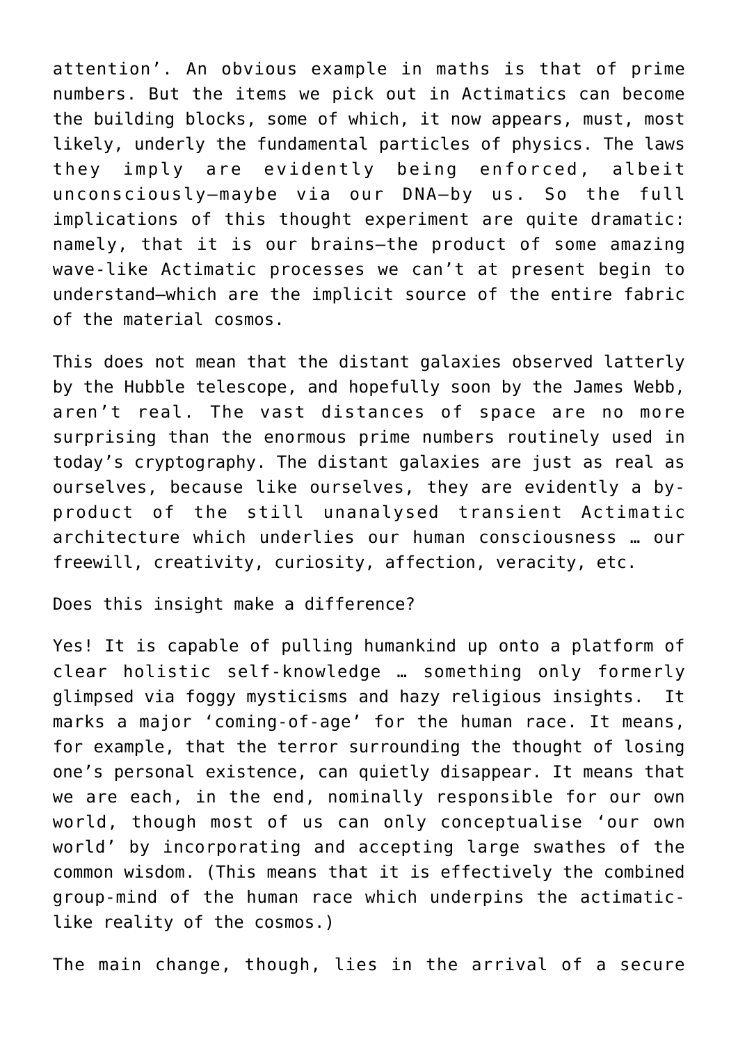attention'. An obvious example in maths is that of prime numbers. But the items we pick out in Actimatics can become the building blocks, some of which, it now appears, must, most likely, underly the fundamental particles of physics. The laws they imply are evidently being enforced, albeit unconsciously—maybe via our DNA—by us. So the full implications of this thought experiment are quite dramatic: namely, that it is our brains—the product of some amazing wave-like Actimatic processes we can't at present begin to understand—which are the implicit source of the entire fabric of the material cosmos.

This does not mean that the distant galaxies observed latterly by the Hubble telescope, and hopefully soon by the James Webb, aren't real. The vast distances of space are no more surprising than the enormous prime numbers routinely used in today's cryptography. The distant galaxies are just as real as ourselves, because like ourselves, they are evidently a by-product of the still unanalysed transient Actimatic architecture which underlies our human consciousness … our freewill, creativity, curiosity, affection, veracity, etc.

Does this insight make a difference?

Yes! It is capable of pulling humankind up onto a platform of clear holistic self-knowledge … something only formerly glimpsed via foggy mysticisms and hazy religious insights. It marks a major 'coming-of-age' for the human race. It means, for example, that the terror surrounding the thought of losing one's personal existence, can quietly disappear. It means that we are each, in the end, nominally responsible for our own world, though most of us can only conceptualise 'our own world' by incorporating and accepting large swathes of the common wisdom. (This means that it is effectively the combined group-mind of the human race which underpins the actimatic-like reality of the cosmos.)

The main change, though, lies in the arrival of a secure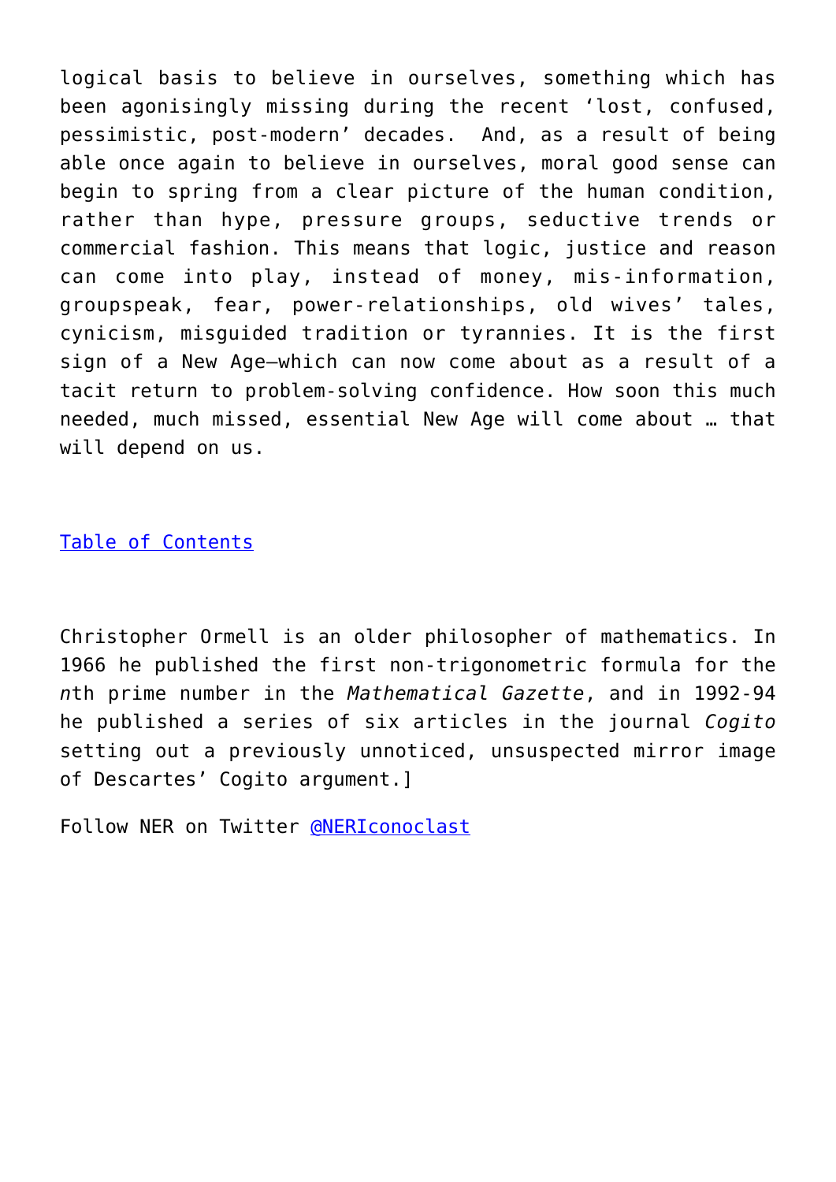logical basis to believe in ourselves, something which has been agonisingly missing during the recent 'lost, confused, pessimistic, post-modern' decades. And, as a result of being able once again to believe in ourselves, moral good sense can begin to spring from a clear picture of the human condition, rather than hype, pressure groups, seductive trends or commercial fashion. This means that logic, justice and reason can come into play, instead of money, mis-information, groupspeak, fear, power-relationships, old wives' tales, cynicism, misguided tradition or tyrannies. It is the first sign of a New Age—which can now come about as a result of a tacit return to problem-solving confidence. How soon this much needed, much missed, essential New Age will come about … that will depend on us.

Table of Contents

Christopher Ormell is an older philosopher of mathematics. In 1966 he published the first non-trigonometric formula for the *n*th prime number in the *Mathematical Gazette*, and in 1992-94 he published a series of six articles in the journal *Cogito* setting out a previously unnoticed, unsuspected mirror image of Descartes' Cogito argument.]

Follow NER on Twitter @NERIconoclast